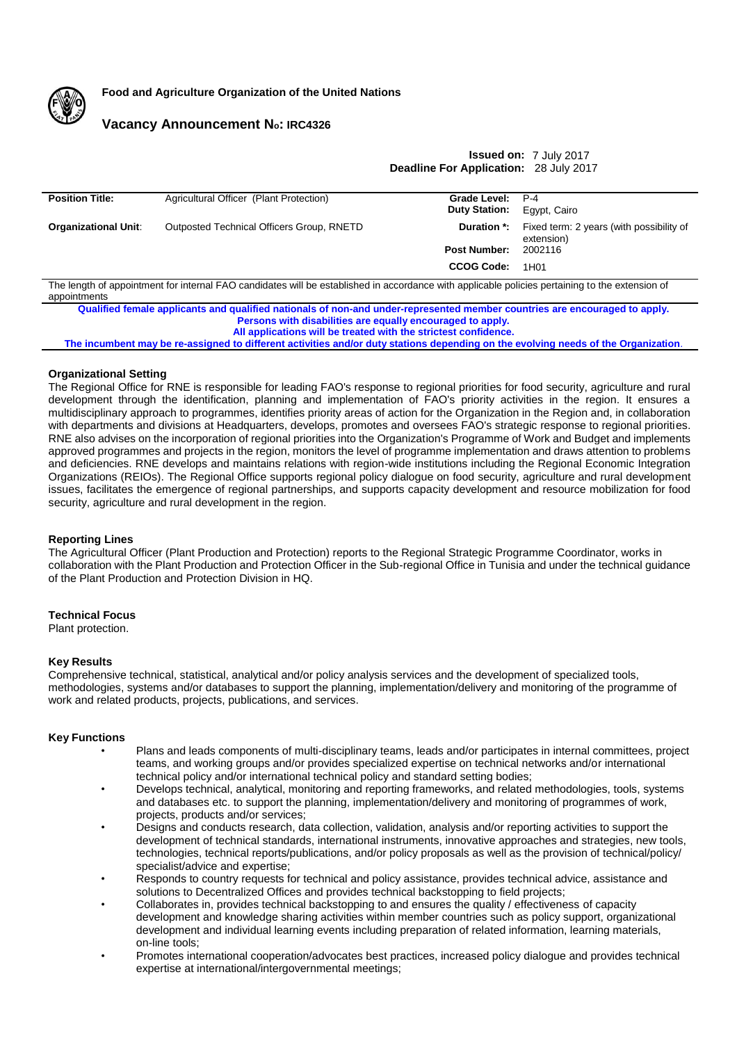**Food and Agriculture Organization of the United Nations**

## Vacancy Announcement No: IRC4326

**Issued on:** 7 July 2017
**Deadline For Application:** 28 July 2017

| | | | |
|---|---|---|---|
| **Position Title:** | Agricultural Officer (Plant Protection) | **Grade Level:** | P-4 |
| | | **Duty Station:** | Egypt, Cairo |
| **Organizational Unit:** | Outposted Technical Officers Group, RNETD | **Duration \*:** | Fixed term: 2 years (with possibility of extension) |
| | | **Post Number:** | 2002116 |
| | | **CCOG Code:** | 1H01 |

The length of appointment for internal FAO candidates will be established in accordance with applicable policies pertaining to the extension of appointments

**Qualified female applicants and qualified nationals of non-and under-represented member countries are encouraged to apply.**
**Persons with disabilities are equally encouraged to apply.**
**All applications will be treated with the strictest confidence.**
**The incumbent may be re-assigned to different activities and/or duty stations depending on the evolving needs of the Organization.**

### Organizational Setting

The Regional Office for RNE is responsible for leading FAO's response to regional priorities for food security, agriculture and rural development through the identification, planning and implementation of FAO's priority activities in the region. It ensures a multidisciplinary approach to programmes, identifies priority areas of action for the Organization in the Region and, in collaboration with departments and divisions at Headquarters, develops, promotes and oversees FAO's strategic response to regional priorities. RNE also advises on the incorporation of regional priorities into the Organization's Programme of Work and Budget and implements approved programmes and projects in the region, monitors the level of programme implementation and draws attention to problems and deficiencies. RNE develops and maintains relations with region-wide institutions including the Regional Economic Integration Organizations (REIOs). The Regional Office supports regional policy dialogue on food security, agriculture and rural development issues, facilitates the emergence of regional partnerships, and supports capacity development and resource mobilization for food security, agriculture and rural development in the region.

### Reporting Lines

The Agricultural Officer (Plant Production and Protection) reports to the Regional Strategic Programme Coordinator, works in collaboration with the Plant Production and Protection Officer in the Sub-regional Office in Tunisia and under the technical guidance of the Plant Production and Protection Division in HQ.

### Technical Focus

Plant protection.

### Key Results

Comprehensive technical, statistical, analytical and/or policy analysis services and the development of specialized tools, methodologies, systems and/or databases to support the planning, implementation/delivery and monitoring of the programme of work and related products, projects, publications, and services.

### Key Functions

- Plans and leads components of multi-disciplinary teams, leads and/or participates in internal committees, project teams, and working groups and/or provides specialized expertise on technical networks and/or international technical policy and/or international technical policy and standard setting bodies;
- Develops technical, analytical, monitoring and reporting frameworks, and related methodologies, tools, systems and databases etc. to support the planning, implementation/delivery and monitoring of programmes of work, projects, products and/or services;
- Designs and conducts research, data collection, validation, analysis and/or reporting activities to support the development of technical standards, international instruments, innovative approaches and strategies, new tools, technologies, technical reports/publications, and/or policy proposals as well as the provision of technical/policy/ specialist/advice and expertise;
- Responds to country requests for technical and policy assistance, provides technical advice, assistance and solutions to Decentralized Offices and provides technical backstopping to field projects;
- Collaborates in, provides technical backstopping to and ensures the quality / effectiveness of capacity development and knowledge sharing activities within member countries such as policy support, organizational development and individual learning events including preparation of related information, learning materials, on-line tools;
- Promotes international cooperation/advocates best practices, increased policy dialogue and provides technical expertise at international/intergovernmental meetings;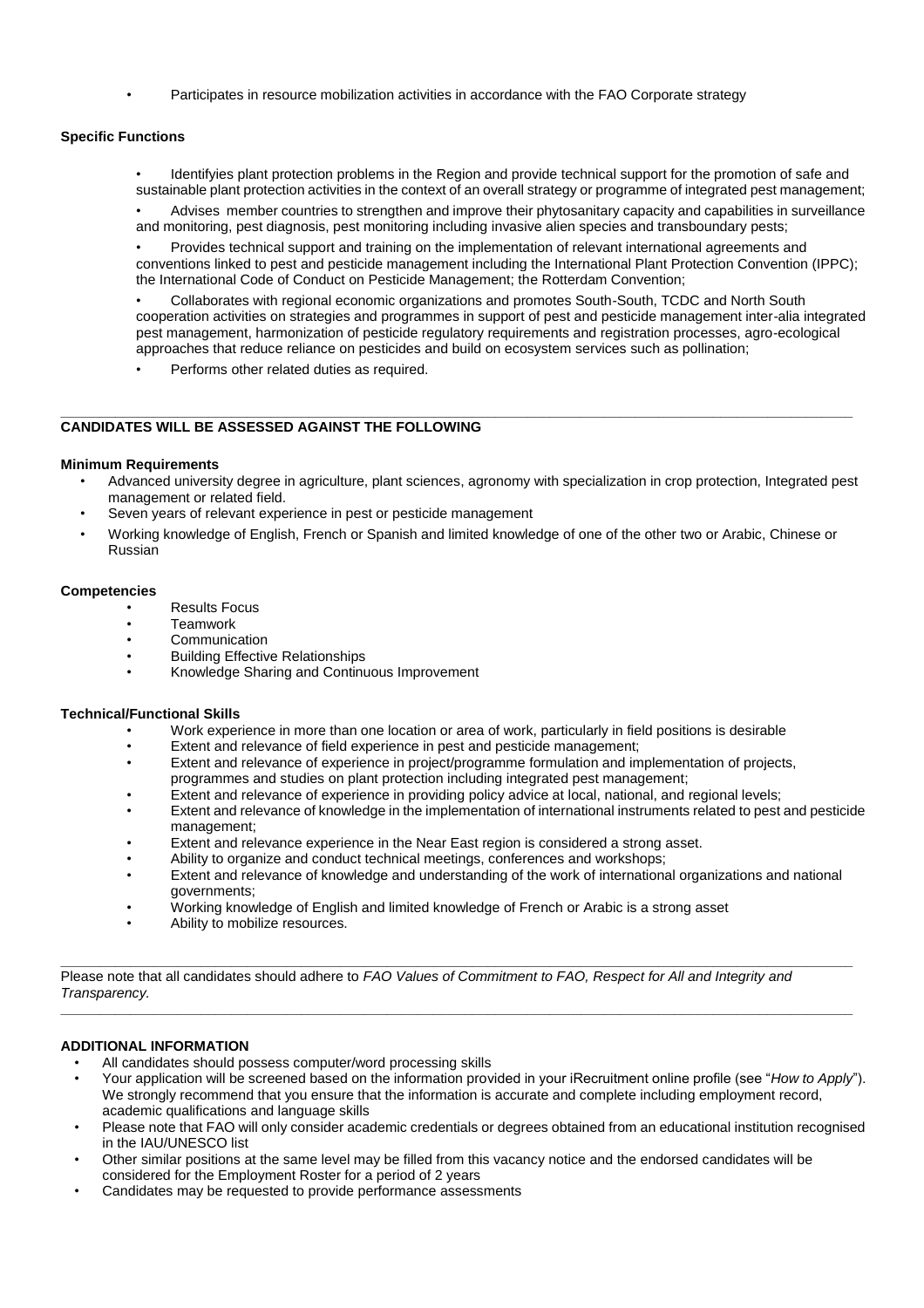- Participates in resource mobilization activities in accordance with the FAO Corporate strategy

**Specific Functions**

- Identifyies plant protection problems in the Region and provide technical support for the promotion of safe and sustainable plant protection activities in the context of an overall strategy or programme of integrated pest management;
- Advises member countries to strengthen and improve their phytosanitary capacity and capabilities in surveillance and monitoring, pest diagnosis, pest monitoring including invasive alien species and transboundary pests;
- Provides technical support and training on the implementation of relevant international agreements and conventions linked to pest and pesticide management including the International Plant Protection Convention (IPPC); the International Code of Conduct on Pesticide Management; the Rotterdam Convention;
- Collaborates with regional economic organizations and promotes South-South, TCDC and North South cooperation activities on strategies and programmes in support of pest and pesticide management inter-alia integrated pest management, harmonization of pesticide regulatory requirements and registration processes, agro-ecological approaches that reduce reliance on pesticides and build on ecosystem services such as pollination;
- Performs other related duties as required.

---

**CANDIDATES WILL BE ASSESSED AGAINST THE FOLLOWING**

**Minimum Requirements**

- Advanced university degree in agriculture, plant sciences, agronomy with specialization in crop protection, Integrated pest management or related field.
- Seven years of relevant experience in pest or pesticide management
- Working knowledge of English, French or Spanish and limited knowledge of one of the other two or Arabic, Chinese or Russian

**Competencies**

- Results Focus
- Teamwork
- Communication
- Building Effective Relationships
- Knowledge Sharing and Continuous Improvement

**Technical/Functional Skills**

- Work experience in more than one location or area of work, particularly in field positions is desirable
- Extent and relevance of field experience in pest and pesticide management;
- Extent and relevance of experience in project/programme formulation and implementation of projects, programmes and studies on plant protection including integrated pest management;
- Extent and relevance of experience in providing policy advice at local, national, and regional levels;
- Extent and relevance of knowledge in the implementation of international instruments related to pest and pesticide management;
- Extent and relevance experience in the Near East region is considered a strong asset.
- Ability to organize and conduct technical meetings, conferences and workshops;
- Extent and relevance of knowledge and understanding of the work of international organizations and national governments;
- Working knowledge of English and limited knowledge of French or Arabic is a strong asset
- Ability to mobilize resources.

---

Please note that all candidates should adhere to *FAO Values of Commitment to FAO, Respect for All and Integrity and Transparency.*

---

**ADDITIONAL INFORMATION**

- All candidates should possess computer/word processing skills
- Your application will be screened based on the information provided in your iRecruitment online profile (see "*How to Apply*"). We strongly recommend that you ensure that the information is accurate and complete including employment record, academic qualifications and language skills
- Please note that FAO will only consider academic credentials or degrees obtained from an educational institution recognised in the IAU/UNESCO list
- Other similar positions at the same level may be filled from this vacancy notice and the endorsed candidates will be considered for the Employment Roster for a period of 2 years
- Candidates may be requested to provide performance assessments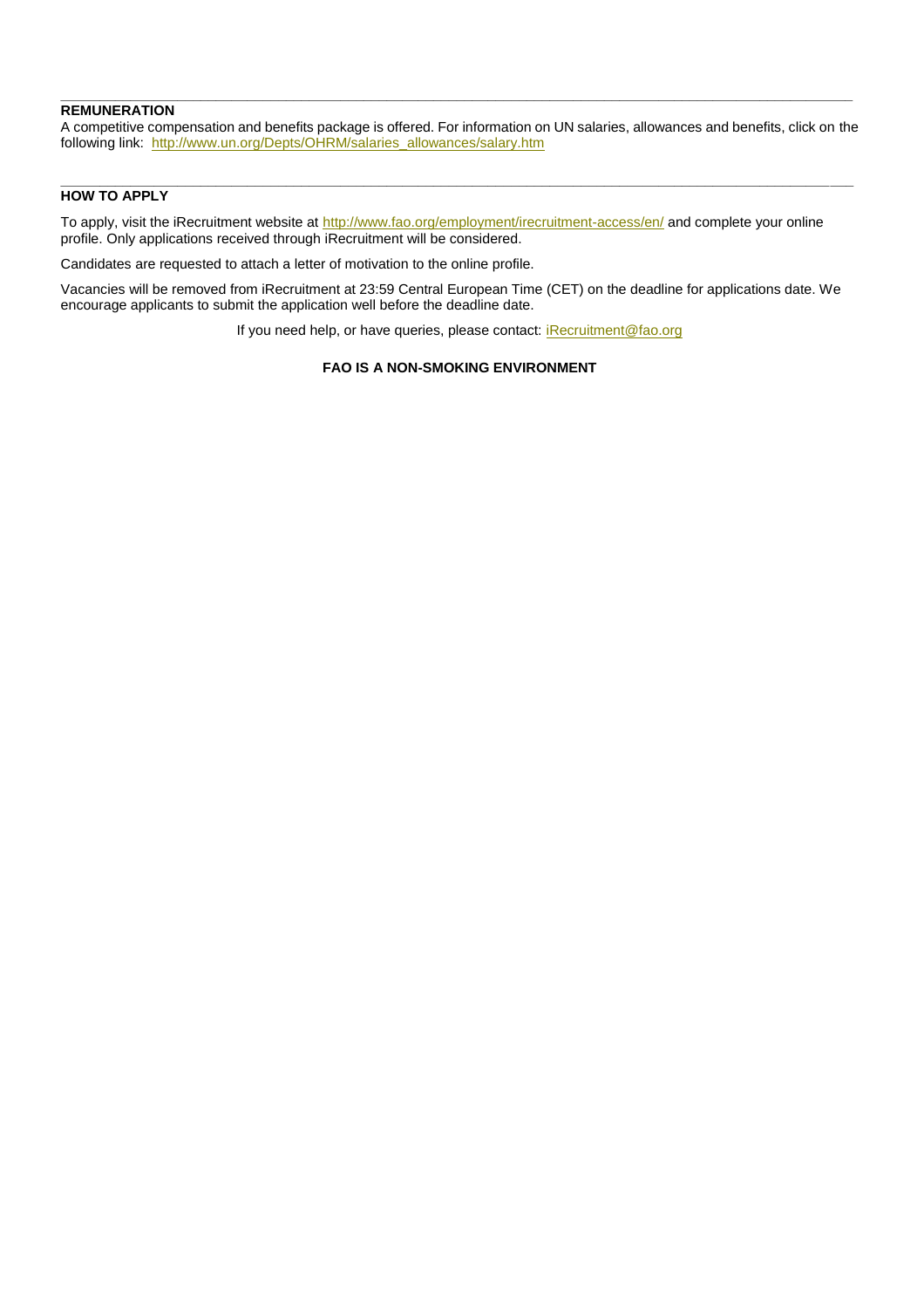---

**REMUNERATION**

A competitive compensation and benefits package is offered. For information on UN salaries, allowances and benefits, click on the following link: http://www.un.org/Depts/OHRM/salaries_allowances/salary.htm

---

**HOW TO APPLY**

To apply, visit the iRecruitment website at http://www.fao.org/employment/irecruitment-access/en/ and complete your online profile. Only applications received through iRecruitment will be considered.

Candidates are requested to attach a letter of motivation to the online profile.

Vacancies will be removed from iRecruitment at 23:59 Central European Time (CET) on the deadline for applications date. We encourage applicants to submit the application well before the deadline date.

If you need help, or have queries, please contact: iRecruitment@fao.org

**FAO IS A NON-SMOKING ENVIRONMENT**